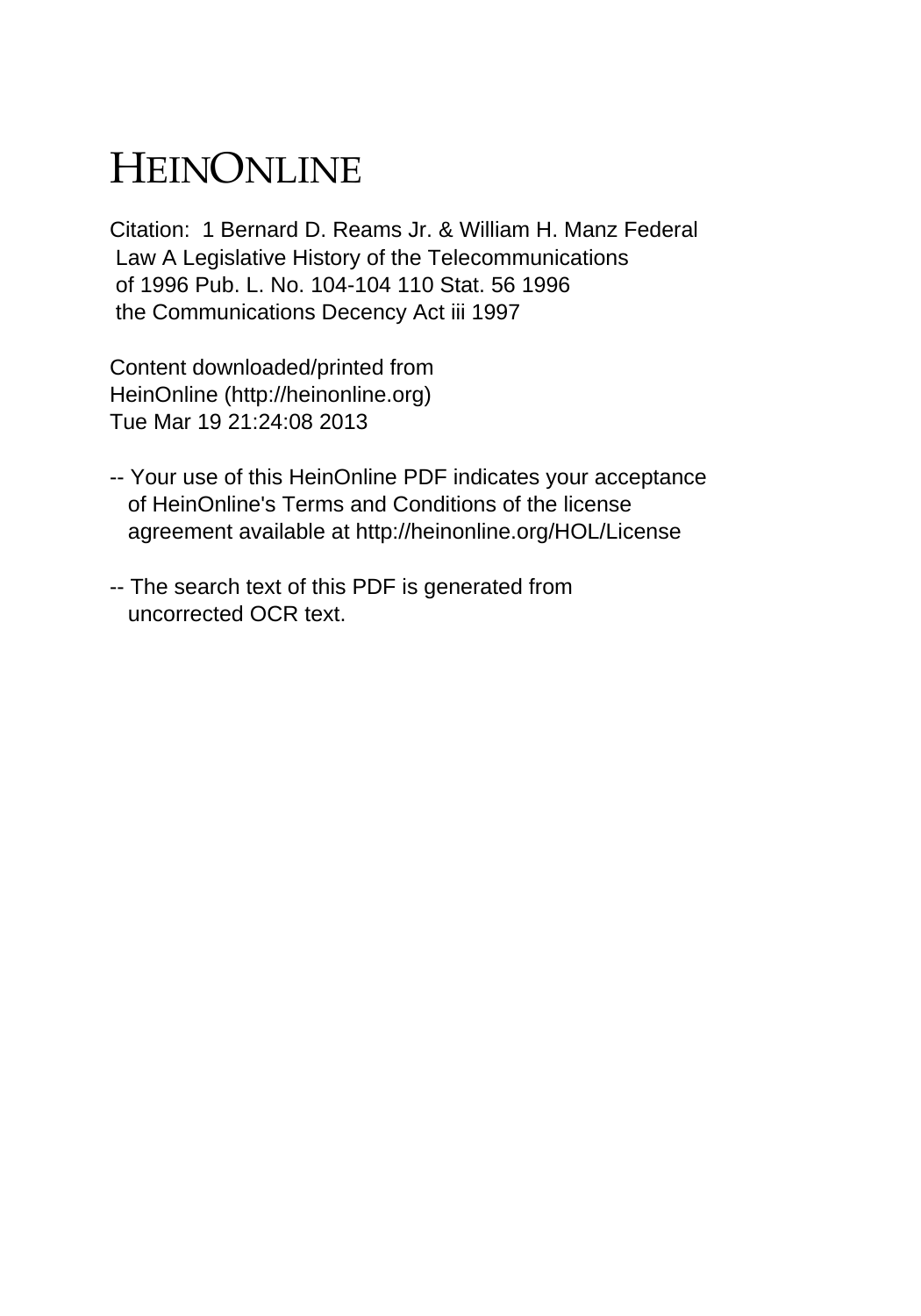# HEINONLINE

Citation: 1 Bernard D. Reams Jr. & William H. Manz Federal Law A Legislative History of the Telecommunications of 1996 Pub. L. No. 104-104 110 Stat. 56 1996 the Communications Decency Act iii 1997

Content downloaded/printed from HeinOnline (http://heinonline.org) Tue Mar 19 21:24:08 2013

-- Your use of this HeinOnline PDF indicates your acceptance of HeinOnline's Terms and Conditions of the license agreement available at http://heinonline.org/HOL/License

-- The search text of this PDF is generated from uncorrected OCR text.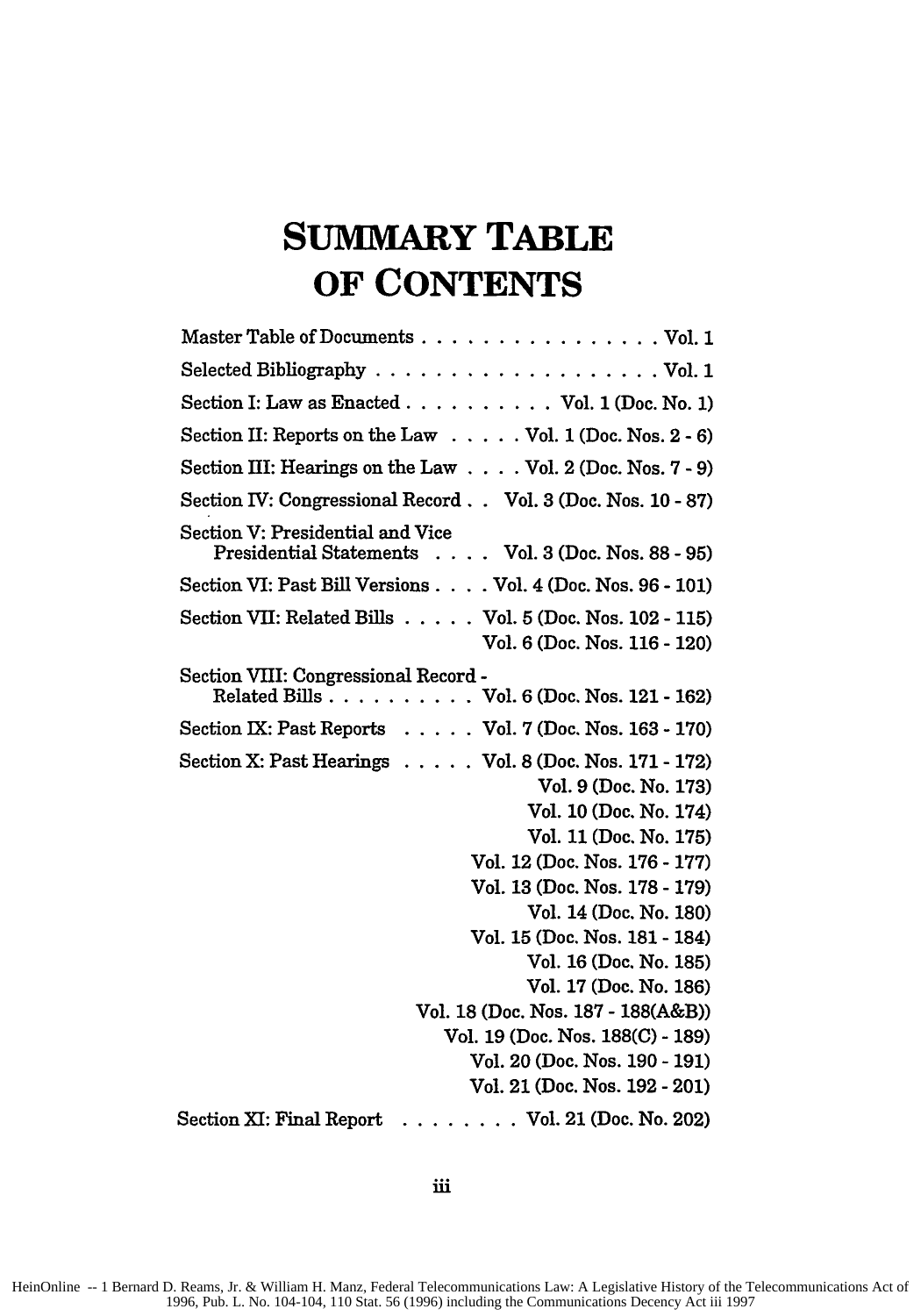# SUMMARY TABLE OF CONTENTS

| | |
|---|---|
| Master Table of Documents | Vol. 1 |
| Selected Bibliography | Vol. 1 |
| Section I: Law as Enacted | Vol. 1 (Doc. No. 1) |
| Section II: Reports on the Law | Vol. 1 (Doc. Nos. 2 - 6) |
| Section III: Hearings on the Law | Vol. 2 (Doc. Nos. 7 - 9) |
| Section IV: Congressional Record | Vol. 3 (Doc. Nos. 10 - 87) |
| Section V: Presidential and Vice Presidential Statements | Vol. 3 (Doc. Nos. 88 - 95) |
| Section VI: Past Bill Versions | Vol. 4 (Doc. Nos. 96 - 101) |
| Section VII: Related Bills | Vol. 5 (Doc. Nos. 102 - 115) |
| | Vol. 6 (Doc. Nos. 116 - 120) |
| Section VIII: Congressional Record - Related Bills | Vol. 6 (Doc. Nos. 121 - 162) |
| Section IX: Past Reports | Vol. 7 (Doc. Nos. 163 - 170) |
| Section X: Past Hearings | Vol. 8 (Doc. Nos. 171 - 172) |
| | Vol. 9 (Doc. No. 173) |
| | Vol. 10 (Doc. No. 174) |
| | Vol. 11 (Doc. No. 175) |
| | Vol. 12 (Doc. Nos. 176 - 177) |
| | Vol. 13 (Doc. Nos. 178 - 179) |
| | Vol. 14 (Doc. No. 180) |
| | Vol. 15 (Doc. Nos. 181 - 184) |
| | Vol. 16 (Doc. No. 185) |
| | Vol. 17 (Doc. No. 186) |
| | Vol. 18 (Doc. Nos. 187 - 188(A&B)) |
| | Vol. 19 (Doc. Nos. 188(C) - 189) |
| | Vol. 20 (Doc. Nos. 190 - 191) |
| | Vol. 21 (Doc. Nos. 192 - 201) |
| Section XI: Final Report | Vol. 21 (Doc. No. 202) |